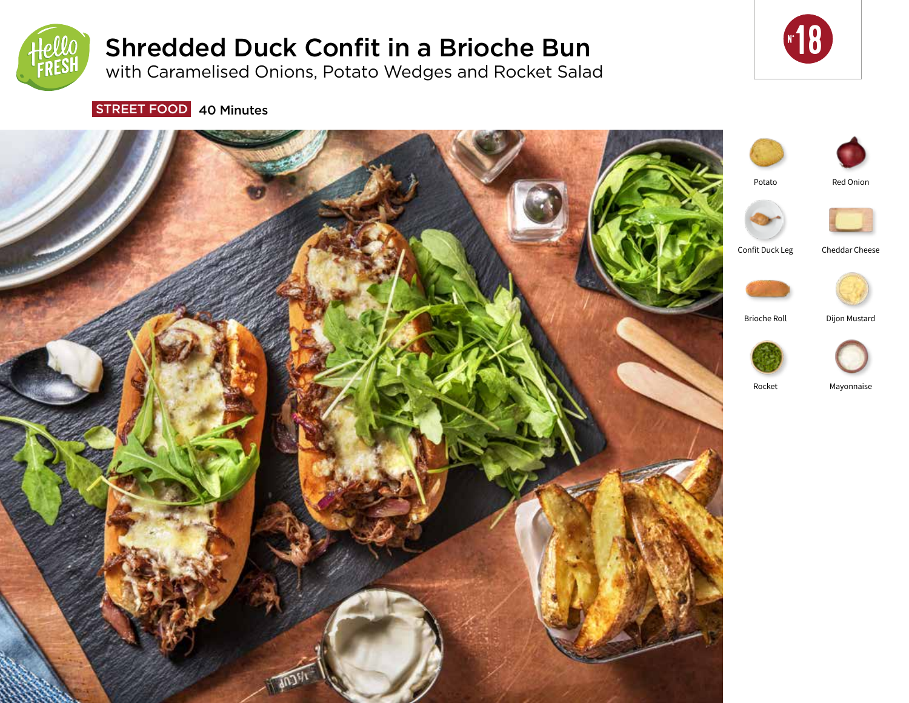# Shredded Duck Confit in a Brioche Bun

with Caramelised Onions, Potato Wedges and Rocket Salad

N° 18

**STREET FOOD** 40 Minutes

- Potato
- Red Onion
- Confit Duck Leg
- Cheddar Cheese
- Brioche Roll
- Dijon Mustard
- Rocket
- Mayonnaise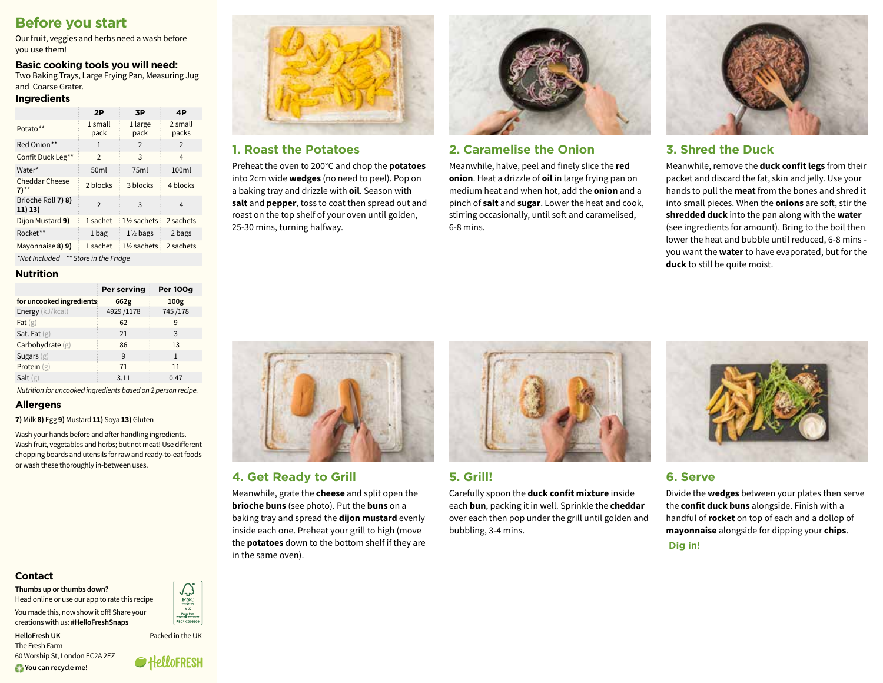## Before you start

Our fruit, veggies and herbs need a wash before you use them!

### Basic cooking tools you will need:

Two Baking Trays, Large Frying Pan, Measuring Jug and Coarse Grater.

### Ingredients

| | 2P | 3P | 4P |
|---|---|---|---|
| Potato** | 1 small pack | 1 large pack | 2 small packs |
| Red Onion** | 1 | 2 | 2 |
| Confit Duck Leg** | 2 | 3 | 4 |
| Water* | 50ml | 75ml | 100ml |
| Cheddar Cheese **7)**** | 2 blocks | 3 blocks | 4 blocks |
| Brioche Roll **7) 8) 11) 13)** | 2 | 3 | 4 |
| Dijon Mustard **9)** | 1 sachet | 1½ sachets | 2 sachets |
| Rocket** | 1 bag | 1½ bags | 2 bags |
| Mayonnaise **8) 9)** | 1 sachet | 1½ sachets | 2 sachets |

*\*Not Included \*\* Store in the Fridge*

### Nutrition

| | Per serving | Per 100g |
|---|---|---|
| **for uncooked ingredients** | **662g** | **100g** |
| Energy (kJ/kcal) | 4929 /1178 | 745 /178 |
| Fat (g) | 62 | 9 |
| Sat. Fat (g) | 21 | 3 |
| Carbohydrate (g) | 86 | 13 |
| Sugars (g) | 9 | 1 |
| Protein (g) | 71 | 11 |
| Salt (g) | 3.11 | 0.47 |

*Nutrition for uncooked ingredients based on 2 person recipe.*

### Allergens

**7)** Milk **8)** Egg **9)** Mustard **11)** Soya **13)** Gluten

Wash your hands before and after handling ingredients. Wash fruit, vegetables and herbs; but not meat! Use different chopping boards and utensils for raw and ready-to-eat foods or wash these thoroughly in-between uses.

## 1. Roast the Potatoes

Preheat the oven to 200°C and chop the **potatoes** into 2cm wide **wedges** (no need to peel). Pop on a baking tray and drizzle with **oil**. Season with **salt** and **pepper**, toss to coat then spread out and roast on the top shelf of your oven until golden, 25-30 mins, turning halfway.

## 2. Caramelise the Onion

Meanwhile, halve, peel and finely slice the **red onion**. Heat a drizzle of **oil** in large frying pan on medium heat and when hot, add the **onion** and a pinch of **salt** and **sugar**. Lower the heat and cook, stirring occasionally, until soft and caramelised, 6-8 mins.

## 3. Shred the Duck

Meanwhile, remove the **duck confit legs** from their packet and discard the fat, skin and jelly. Use your hands to pull the **meat** from the bones and shred it into small pieces. When the **onions** are soft, stir the **shredded duck** into the pan along with the **water** (see ingredients for amount). Bring to the boil then lower the heat and bubble until reduced, 6-8 mins - you want the **water** to have evaporated, but for the **duck** to still be quite moist.

## 4. Get Ready to Grill

Meanwhile, grate the **cheese** and split open the **brioche buns** (see photo). Put the **buns** on a baking tray and spread the **dijon mustard** evenly inside each one. Preheat your grill to high (move the **potatoes** down to the bottom shelf if they are in the same oven).

## 5. Grill!

Carefully spoon the **duck confit mixture** inside each **bun**, packing it in well. Sprinkle the **cheddar** over each then pop under the grill until golden and bubbling, 3-4 mins.

## 6. Serve

Divide the **wedges** between your plates then serve the **confit duck buns** alongside. Finish with a handful of **rocket** on top of each and a dollop of **mayonnaise** alongside for dipping your **chips**.

**Dig in!**

### Contact

**Thumbs up or thumbs down?**
Head online or use our app to rate this recipe

You made this, now show it off! Share your creations with us: **#HelloFreshSnaps**

**HelloFresh UK**
The Fresh Farm
60 Worship St, London EC2A 2EZ

Packed in the UK

**You can recycle me!**